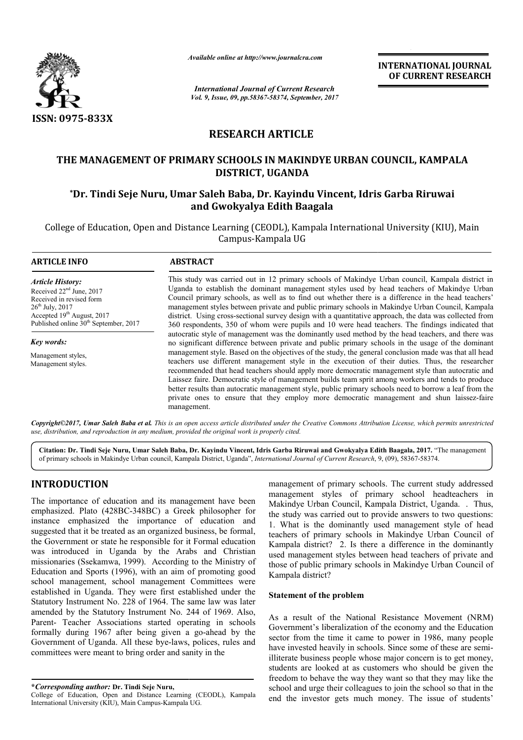*Available online at http://www.journalcra.com*

*International Journal of Current Research*
*Vol. 9, Issue, 09, pp.58367-58374, September, 2017*

**INTERNATIONAL JOURNAL OF CURRENT RESEARCH**

**ISSN: 0975-833X**

## RESEARCH ARTICLE

# THE MANAGEMENT OF PRIMARY SCHOOLS IN MAKINDYE URBAN COUNCIL, KAMPALA DISTRICT, UGANDA

**\*Dr. Tindi Seje Nuru, Umar Saleh Baba, Dr. Kayindu Vincent, Idris Garba Riruwai and Gwokyalya Edith Baagala**

College of Education, Open and Distance Learning (CEODL), Kampala International University (KIU), Main Campus-Kampala UG

### ARTICLE INFO

*Article History:*
Received 22nd June, 2017
Received in revised form
26th July, 2017
Accepted 19th August, 2017
Published online 30th September, 2017

*Key words:*
Management styles,
Management styles.

### ABSTRACT

This study was carried out in 12 primary schools of Makindye Urban council, Kampala district in Uganda to establish the dominant management styles used by head teachers of Makindye Urban Council primary schools, as well as to find out whether there is a difference in the head teachers' management styles between private and public primary schools in Makindye Urban Council, Kampala district. Using cross-sectional survey design with a quantitative approach, the data was collected from 360 respondents, 350 of whom were pupils and 10 were head teachers. The findings indicated that autocratic style of management was the dominantly used method by the head teachers, and there was no significant difference between private and public primary schools in the usage of the dominant management style. Based on the objectives of the study, the general conclusion made was that all head teachers use different management style in the execution of their duties. Thus, the researcher recommended that head teachers should apply more democratic management style than autocratic and Laissez faire. Democratic style of management builds team sprit among workers and tends to produce better results than autocratic management style, public primary schools need to borrow a leaf from the private ones to ensure that they employ more democratic management and shun laissez-faire management.

***Copyright©2017, Umar Saleh Baba et al.*** *This is an open access article distributed under the Creative Commons Attribution License, which permits unrestricted use, distribution, and reproduction in any medium, provided the original work is properly cited.*

**Citation: Dr. Tindi Seje Nuru, Umar Saleh Baba, Dr. Kayindu Vincent, Idris Garba Riruwai and Gwokyalya Edith Baagala, 2017.** "The management of primary schools in Makindye Urban council, Kampala District, Uganda", *International Journal of Current Research*, 9, (09), 58367-58374.

## INTRODUCTION

The importance of education and its management have been emphasized. Plato (428BC-348BC) a Greek philosopher for instance emphasized the importance of education and suggested that it be treated as an organized business, be formal, the Government or state he responsible for it Formal education was introduced in Uganda by the Arabs and Christian missionaries (Ssekamwa, 1999). According to the Ministry of Education and Sports (1996), with an aim of promoting good school management, school management Committees were established in Uganda. They were first established under the Statutory Instrument No. 228 of 1964. The same law was later amended by the Statutory Instrument No. 244 of 1969. Also, Parent- Teacher Associations started operating in schools formally during 1967 after being given a go-ahead by the Government of Uganda. All these bye-laws, polices, rules and committees were meant to bring order and sanity in the management of primary schools. The current study addressed management styles of primary school headteachers in Makindye Urban Council, Kampala District, Uganda. . Thus, the study was carried out to provide answers to two questions: 1. What is the dominantly used management style of head teachers of primary schools in Makindye Urban Council of Kampala district? 2. Is there a difference in the dominantly used management styles between head teachers of private and those of public primary schools in Makindye Urban Council of Kampala district?

### Statement of the problem

As a result of the National Resistance Movement (NRM) Government's liberalization of the economy and the Education sector from the time it came to power in 1986, many people have invested heavily in schools. Since some of these are semi-illiterate business people whose major concern is to get money, students are looked at as customers who should be given the freedom to behave the way they want so that they may like the school and urge their colleagues to join the school so that in the end the investor gets much money. The issue of students'

**\*Corresponding author: Dr. Tindi Seje Nuru,**
College of Education, Open and Distance Learning (CEODL), Kampala International University (KIU), Main Campus-Kampala UG.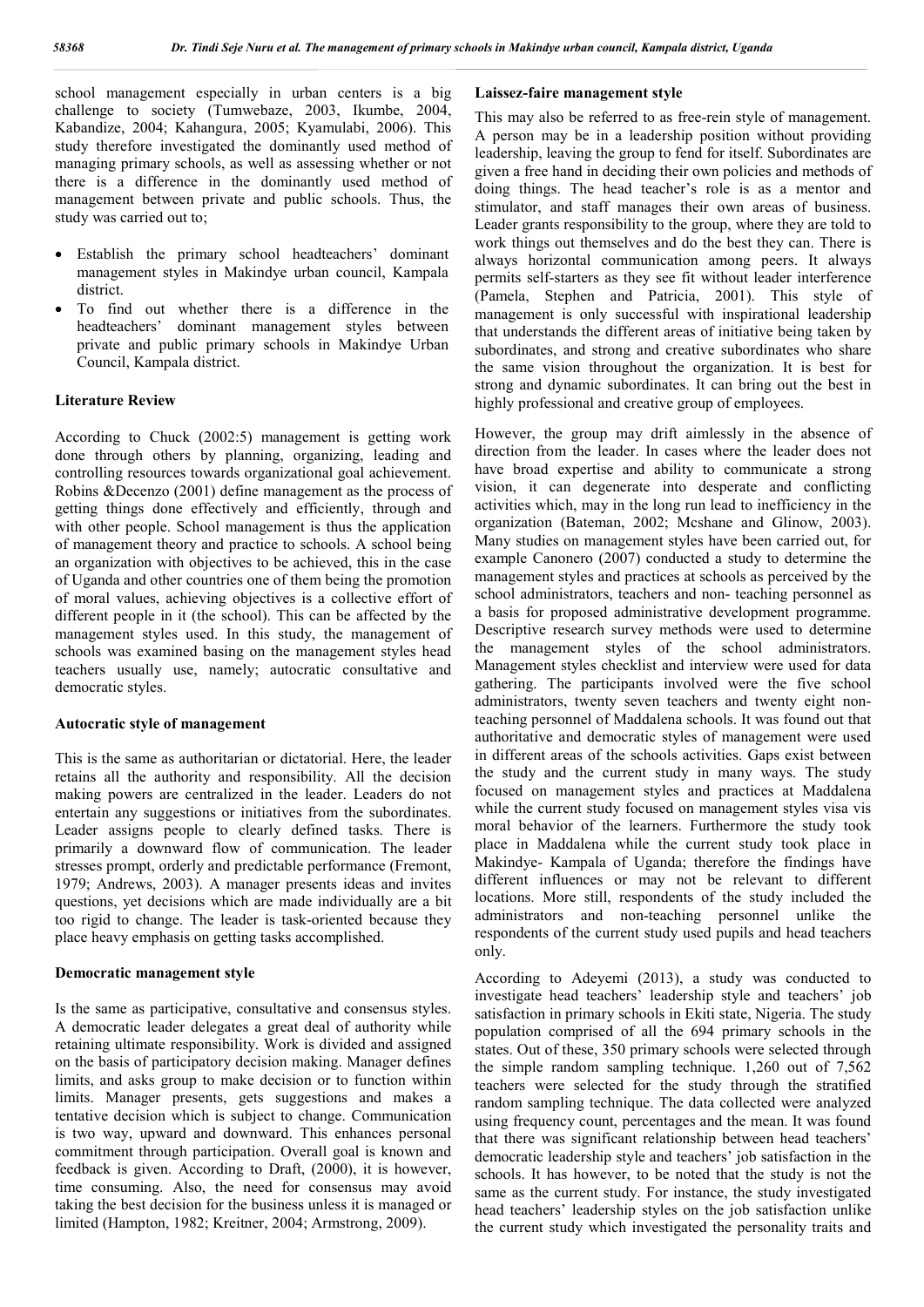school management especially in urban centers is a big challenge to society (Tumwebaze, 2003, Ikumbe, 2004, Kabandize, 2004; Kahangura, 2005; Kyamulabi, 2006). This study therefore investigated the dominantly used method of managing primary schools, as well as assessing whether or not there is a difference in the dominantly used method of management between private and public schools. Thus, the study was carried out to;

- Establish the primary school headteachers' dominant management styles in Makindye urban council, Kampala district.
- To find out whether there is a difference in the headteachers' dominant management styles between private and public primary schools in Makindye Urban Council, Kampala district.

## Literature Review

According to Chuck (2002:5) management is getting work done through others by planning, organizing, leading and controlling resources towards organizational goal achievement. Robins &Decenzo (2001) define management as the process of getting things done effectively and efficiently, through and with other people. School management is thus the application of management theory and practice to schools. A school being an organization with objectives to be achieved, this in the case of Uganda and other countries one of them being the promotion of moral values, achieving objectives is a collective effort of different people in it (the school). This can be affected by the management styles used. In this study, the management of schools was examined basing on the management styles head teachers usually use, namely; autocratic consultative and democratic styles.

### Autocratic style of management

This is the same as authoritarian or dictatorial. Here, the leader retains all the authority and responsibility. All the decision making powers are centralized in the leader. Leaders do not entertain any suggestions or initiatives from the subordinates. Leader assigns people to clearly defined tasks. There is primarily a downward flow of communication. The leader stresses prompt, orderly and predictable performance (Fremont, 1979; Andrews, 2003). A manager presents ideas and invites questions, yet decisions which are made individually are a bit too rigid to change. The leader is task-oriented because they place heavy emphasis on getting tasks accomplished.

### Democratic management style

Is the same as participative, consultative and consensus styles. A democratic leader delegates a great deal of authority while retaining ultimate responsibility. Work is divided and assigned on the basis of participatory decision making. Manager defines limits, and asks group to make decision or to function within limits. Manager presents, gets suggestions and makes a tentative decision which is subject to change. Communication is two way, upward and downward. This enhances personal commitment through participation. Overall goal is known and feedback is given. According to Draft, (2000), it is however, time consuming. Also, the need for consensus may avoid taking the best decision for the business unless it is managed or limited (Hampton, 1982; Kreitner, 2004; Armstrong, 2009).

### Laissez-faire management style

This may also be referred to as free-rein style of management. A person may be in a leadership position without providing leadership, leaving the group to fend for itself. Subordinates are given a free hand in deciding their own policies and methods of doing things. The head teacher's role is as a mentor and stimulator, and staff manages their own areas of business. Leader grants responsibility to the group, where they are told to work things out themselves and do the best they can. There is always horizontal communication among peers. It always permits self-starters as they see fit without leader interference (Pamela, Stephen and Patricia, 2001). This style of management is only successful with inspirational leadership that understands the different areas of initiative being taken by subordinates, and strong and creative subordinates who share the same vision throughout the organization. It is best for strong and dynamic subordinates. It can bring out the best in highly professional and creative group of employees.

However, the group may drift aimlessly in the absence of direction from the leader. In cases where the leader does not have broad expertise and ability to communicate a strong vision, it can degenerate into desperate and conflicting activities which, may in the long run lead to inefficiency in the organization (Bateman, 2002; Mcshane and Glinow, 2003). Many studies on management styles have been carried out, for example Canonero (2007) conducted a study to determine the management styles and practices at schools as perceived by the school administrators, teachers and non- teaching personnel as a basis for proposed administrative development programme. Descriptive research survey methods were used to determine the management styles of the school administrators. Management styles checklist and interview were used for data gathering. The participants involved were the five school administrators, twenty seven teachers and twenty eight non-teaching personnel of Maddalena schools. It was found out that authoritative and democratic styles of management were used in different areas of the schools activities. Gaps exist between the study and the current study in many ways. The study focused on management styles and practices at Maddalena while the current study focused on management styles visa vis moral behavior of the learners. Furthermore the study took place in Maddalena while the current study took place in Makindye- Kampala of Uganda; therefore the findings have different influences or may not be relevant to different locations. More still, respondents of the study included the administrators and non-teaching personnel unlike the respondents of the current study used pupils and head teachers only.

According to Adeyemi (2013), a study was conducted to investigate head teachers' leadership style and teachers' job satisfaction in primary schools in Ekiti state, Nigeria. The study population comprised of all the 694 primary schools in the states. Out of these, 350 primary schools were selected through the simple random sampling technique. 1,260 out of 7,562 teachers were selected for the study through the stratified random sampling technique. The data collected were analyzed using frequency count, percentages and the mean. It was found that there was significant relationship between head teachers' democratic leadership style and teachers' job satisfaction in the schools. It has however, to be noted that the study is not the same as the current study. For instance, the study investigated head teachers' leadership styles on the job satisfaction unlike the current study which investigated the personality traits and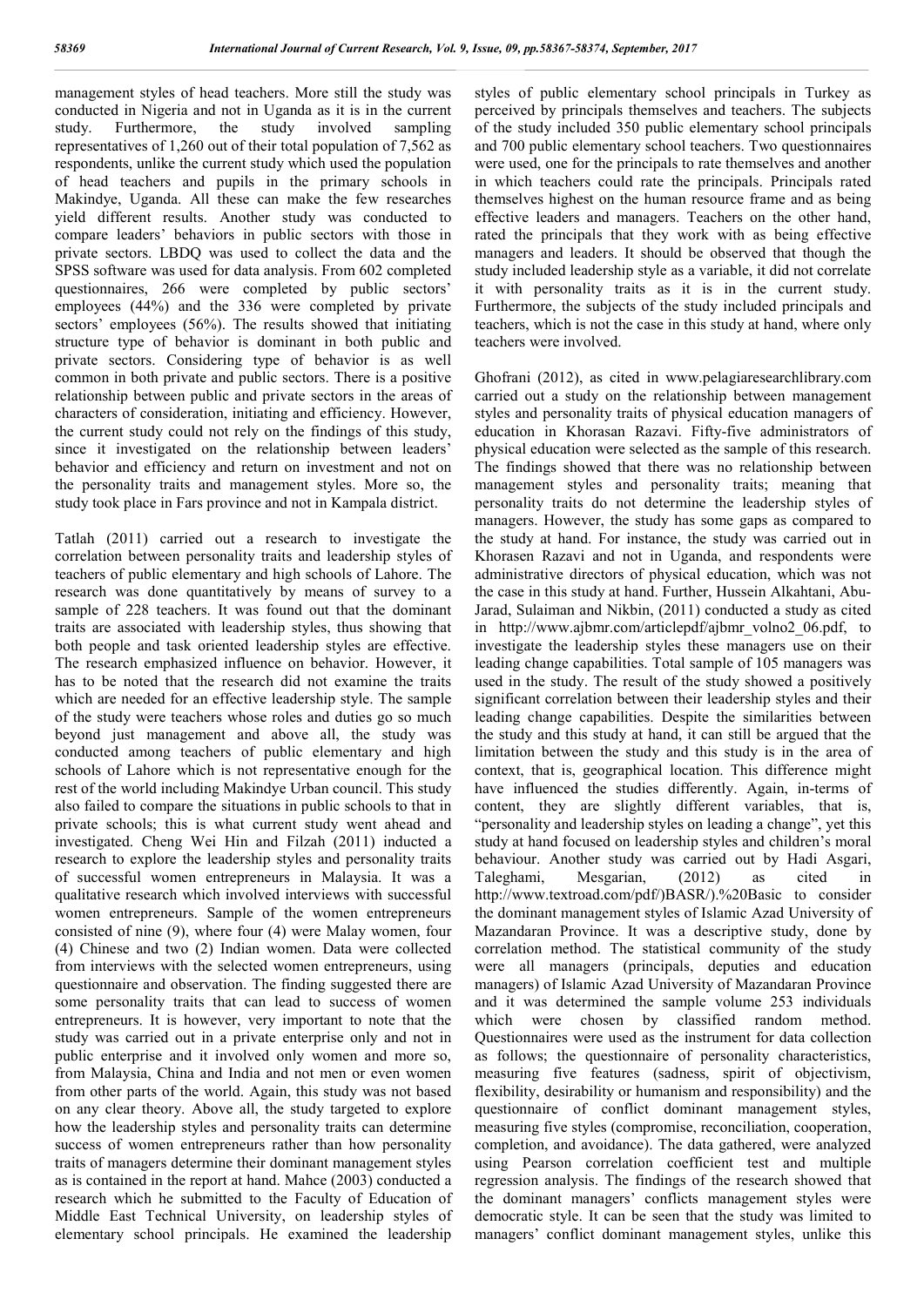management styles of head teachers. More still the study was conducted in Nigeria and not in Uganda as it is in the current study. Furthermore, the study involved sampling representatives of 1,260 out of their total population of 7,562 as respondents, unlike the current study which used the population of head teachers and pupils in the primary schools in Makindye, Uganda. All these can make the few researches yield different results. Another study was conducted to compare leaders' behaviors in public sectors with those in private sectors. LBDQ was used to collect the data and the SPSS software was used for data analysis. From 602 completed questionnaires, 266 were completed by public sectors' employees (44%) and the 336 were completed by private sectors' employees (56%). The results showed that initiating structure type of behavior is dominant in both public and private sectors. Considering type of behavior is as well common in both private and public sectors. There is a positive relationship between public and private sectors in the areas of characters of consideration, initiating and efficiency. However, the current study could not rely on the findings of this study, since it investigated on the relationship between leaders' behavior and efficiency and return on investment and not on the personality traits and management styles. More so, the study took place in Fars province and not in Kampala district.

Tatlah (2011) carried out a research to investigate the correlation between personality traits and leadership styles of teachers of public elementary and high schools of Lahore. The research was done quantitatively by means of survey to a sample of 228 teachers. It was found out that the dominant traits are associated with leadership styles, thus showing that both people and task oriented leadership styles are effective. The research emphasized influence on behavior. However, it has to be noted that the research did not examine the traits which are needed for an effective leadership style. The sample of the study were teachers whose roles and duties go so much beyond just management and above all, the study was conducted among teachers of public elementary and high schools of Lahore which is not representative enough for the rest of the world including Makindye Urban council. This study also failed to compare the situations in public schools to that in private schools; this is what current study went ahead and investigated. Cheng Wei Hin and Filzah (2011) inducted a research to explore the leadership styles and personality traits of successful women entrepreneurs in Malaysia. It was a qualitative research which involved interviews with successful women entrepreneurs. Sample of the women entrepreneurs consisted of nine (9), where four (4) were Malay women, four (4) Chinese and two (2) Indian women. Data were collected from interviews with the selected women entrepreneurs, using questionnaire and observation. The finding suggested there are some personality traits that can lead to success of women entrepreneurs. It is however, very important to note that the study was carried out in a private enterprise only and not in public enterprise and it involved only women and more so, from Malaysia, China and India and not men or even women from other parts of the world. Again, this study was not based on any clear theory. Above all, the study targeted to explore how the leadership styles and personality traits can determine success of women entrepreneurs rather than how personality traits of managers determine their dominant management styles as is contained in the report at hand. Mahce (2003) conducted a research which he submitted to the Faculty of Education of Middle East Technical University, on leadership styles of elementary school principals. He examined the leadership styles of public elementary school principals in Turkey as perceived by principals themselves and teachers. The subjects of the study included 350 public elementary school principals and 700 public elementary school teachers. Two questionnaires were used, one for the principals to rate themselves and another in which teachers could rate the principals. Principals rated themselves highest on the human resource frame and as being effective leaders and managers. Teachers on the other hand, rated the principals that they work with as being effective managers and leaders. It should be observed that though the study included leadership style as a variable, it did not correlate it with personality traits as it is in the current study. Furthermore, the subjects of the study included principals and teachers, which is not the case in this study at hand, where only teachers were involved.

Ghofrani (2012), as cited in www.pelagiaresearchlibrary.com carried out a study on the relationship between management styles and personality traits of physical education managers of education in Khorasan Razavi. Fifty-five administrators of physical education were selected as the sample of this research. The findings showed that there was no relationship between management styles and personality traits; meaning that personality traits do not determine the leadership styles of managers. However, the study has some gaps as compared to the study at hand. For instance, the study was carried out in Khorasen Razavi and not in Uganda, and respondents were administrative directors of physical education, which was not the case in this study at hand. Further, Hussein Alkahtani, Abu-Jarad, Sulaiman and Nikbin, (2011) conducted a study as cited in http://www.ajbmr.com/articlepdf/ajbmr_volno2_06.pdf, to investigate the leadership styles these managers use on their leading change capabilities. Total sample of 105 managers was used in the study. The result of the study showed a positively significant correlation between their leadership styles and their leading change capabilities. Despite the similarities between the study and this study at hand, it can still be argued that the limitation between the study and this study is in the area of context, that is, geographical location. This difference might have influenced the studies differently. Again, in-terms of content, they are slightly different variables, that is, "personality and leadership styles on leading a change", yet this study at hand focused on leadership styles and children's moral behaviour. Another study was carried out by Hadi Asgari, Taleghami, Mesgarian, (2012) as cited in http://www.textroad.com/pdf/)BASR/).%20Basic to consider the dominant management styles of Islamic Azad University of Mazandaran Province. It was a descriptive study, done by correlation method. The statistical community of the study were all managers (principals, deputies and education managers) of Islamic Azad University of Mazandaran Province and it was determined the sample volume 253 individuals which were chosen by classified random method. Questionnaires were used as the instrument for data collection as follows; the questionnaire of personality characteristics, measuring five features (sadness, spirit of objectivism, flexibility, desirability or humanism and responsibility) and the questionnaire of conflict dominant management styles, measuring five styles (compromise, reconciliation, cooperation, completion, and avoidance). The data gathered, were analyzed using Pearson correlation coefficient test and multiple regression analysis. The findings of the research showed that the dominant managers' conflicts management styles were democratic style. It can be seen that the study was limited to managers' conflict dominant management styles, unlike this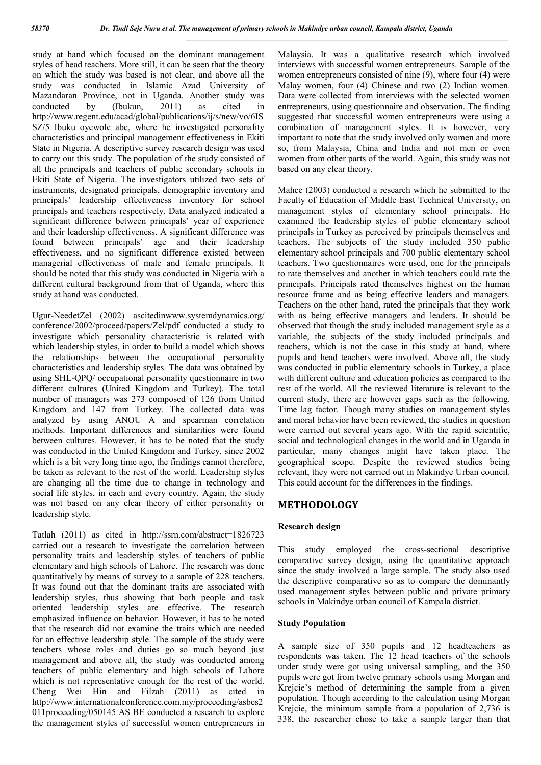study at hand which focused on the dominant management styles of head teachers. More still, it can be seen that the theory on which the study was based is not clear, and above all the study was conducted in Islamic Azad University of Mazandaran Province, not in Uganda. Another study was conducted by (Ibukun, 2011) as cited in http://www.regent.edu/acad/global/publications/ij/s/new/vo/6ISSZ/5_Ibuku_oyewole_abe, where he investigated personality characteristics and principal management effectiveness in Ekiti State in Nigeria. A descriptive survey research design was used to carry out this study. The population of the study consisted of all the principals and teachers of public secondary schools in Ekiti State of Nigeria. The investigators utilized two sets of instruments, designated principals, demographic inventory and principals' leadership effectiveness inventory for school principals and teachers respectively. Data analyzed indicated a significant difference between principals' year of experience and their leadership effectiveness. A significant difference was found between principals' age and their leadership effectiveness, and no significant difference existed between managerial effectiveness of male and female principals. It should be noted that this study was conducted in Nigeria with a different cultural background from that of Uganda, where this study at hand was conducted.

Ugur-NeedetZel (2002) ascitedinwww.systemdynamics.org/conference/2002/proceed/papers/Zel/pdf conducted a study to investigate which personality characteristic is related with which leadership styles, in order to build a model which shows the relationships between the occupational personality characteristics and leadership styles. The data was obtained by using SHL-QPQ/ occupational personality questionnaire in two different cultures (United Kingdom and Turkey). The total number of managers was 273 composed of 126 from United Kingdom and 147 from Turkey. The collected data was analyzed by using ANOU A and spearman correlation methods. Important differences and similarities were found between cultures. However, it has to be noted that the study was conducted in the United Kingdom and Turkey, since 2002 which is a bit very long time ago, the findings cannot therefore, be taken as relevant to the rest of the world. Leadership styles are changing all the time due to change in technology and social life styles, in each and every country. Again, the study was not based on any clear theory of either personality or leadership style.

Tatlah (2011) as cited in http://ssrn.com/abstract=1826723 carried out a research to investigate the correlation between personality traits and leadership styles of teachers of public elementary and high schools of Lahore. The research was done quantitatively by means of survey to a sample of 228 teachers. It was found out that the dominant traits are associated with leadership styles, thus showing that both people and task oriented leadership styles are effective. The research emphasized influence on behavior. However, it has to be noted that the research did not examine the traits which are needed for an effective leadership style. The sample of the study were teachers whose roles and duties go so much beyond just management and above all, the study was conducted among teachers of public elementary and high schools of Lahore which is not representative enough for the rest of the world. Cheng Wei Hin and Filzah (2011) as cited in http://www.internationalconference.com.my/proceeding/asbes2011proceeding/050145 AS BE conducted a research to explore the management styles of successful women entrepreneurs in Malaysia. It was a qualitative research which involved interviews with successful women entrepreneurs. Sample of the women entrepreneurs consisted of nine (9), where four (4) were Malay women, four (4) Chinese and two (2) Indian women. Data were collected from interviews with the selected women entrepreneurs, using questionnaire and observation. The finding suggested that successful women entrepreneurs were using a combination of management styles. It is however, very important to note that the study involved only women and more so, from Malaysia, China and India and not men or even women from other parts of the world. Again, this study was not based on any clear theory.

Mahce (2003) conducted a research which he submitted to the Faculty of Education of Middle East Technical University, on management styles of elementary school principals. He examined the leadership styles of public elementary school principals in Turkey as perceived by principals themselves and teachers. The subjects of the study included 350 public elementary school principals and 700 public elementary school teachers. Two questionnaires were used, one for the principals to rate themselves and another in which teachers could rate the principals. Principals rated themselves highest on the human resource frame and as being effective leaders and managers. Teachers on the other hand, rated the principals that they work with as being effective managers and leaders. It should be observed that though the study included management style as a variable, the subjects of the study included principals and teachers, which is not the case in this study at hand, where pupils and head teachers were involved. Above all, the study was conducted in public elementary schools in Turkey, a place with different culture and education policies as compared to the rest of the world. All the reviewed literature is relevant to the current study, there are however gaps such as the following. Time lag factor. Though many studies on management styles and moral behavior have been reviewed, the studies in question were carried out several years ago. With the rapid scientific, social and technological changes in the world and in Uganda in particular, many changes might have taken place. The geographical scope. Despite the reviewed studies being relevant, they were not carried out in Makindye Urban council. This could account for the differences in the findings.

## METHODOLOGY

### Research design

This study employed the cross-sectional descriptive comparative survey design, using the quantitative approach since the study involved a large sample. The study also used the descriptive comparative so as to compare the dominantly used management styles between public and private primary schools in Makindye urban council of Kampala district.

### Study Population

A sample size of 350 pupils and 12 headteachers as respondents was taken. The 12 head teachers of the schools under study were got using universal sampling, and the 350 pupils were got from twelve primary schools using Morgan and Krejcie's method of determining the sample from a given population. Though according to the calculation using Morgan Krejcie, the minimum sample from a population of 2,736 is 338, the researcher chose to take a sample larger than that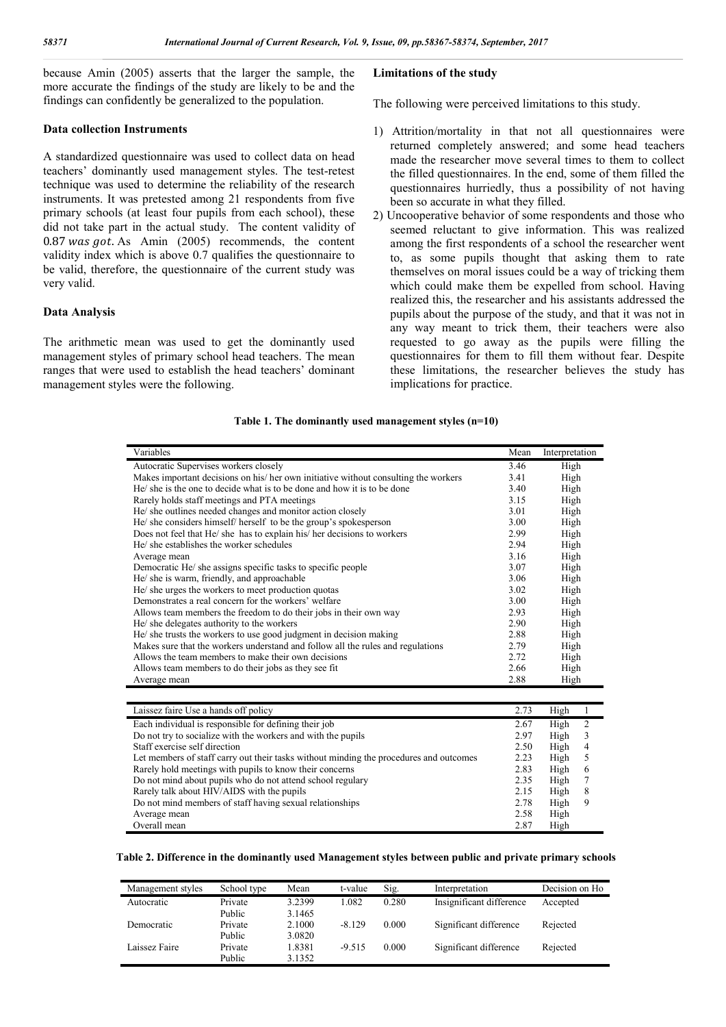because Amin (2005) asserts that the larger the sample, the more accurate the findings of the study are likely to be and the findings can confidently be generalized to the population.

### Data collection Instruments

A standardized questionnaire was used to collect data on head teachers' dominantly used management styles. The test-retest technique was used to determine the reliability of the research instruments. It was pretested among 21 respondents from five primary schools (at least four pupils from each school), these did not take part in the actual study. The content validity of $0.87$ *was got.* As Amin (2005) recommends, the content validity index which is above 0.7 qualifies the questionnaire to be valid, therefore, the questionnaire of the current study was very valid.

### Data Analysis

The arithmetic mean was used to get the dominantly used management styles of primary school head teachers. The mean ranges that were used to establish the head teachers' dominant management styles were the following.

### Limitations of the study

The following were perceived limitations to this study.

1) Attrition/mortality in that not all questionnaires were returned completely answered; and some head teachers made the researcher move several times to them to collect the filled questionnaires. In the end, some of them filled the questionnaires hurriedly, thus a possibility of not having been so accurate in what they filled.
2) Uncooperative behavior of some respondents and those who seemed reluctant to give information. This was realized among the first respondents of a school the researcher went to, as some pupils thought that asking them to rate themselves on moral issues could be a way of tricking them which could make them be expelled from school. Having realized this, the researcher and his assistants addressed the pupils about the purpose of the study, and that it was not in any way meant to trick them, their teachers were also requested to go away as the pupils were filling the questionnaires for them to fill them without fear. Despite these limitations, the researcher believes the study has implications for practice.

**Table 1. The dominantly used management styles (n=10)**

| Variables | Mean | Interpretation | |
|---|---|---|---|
| Autocratic Supervises workers closely | 3.46 | High | |
| Makes important decisions on his/ her own initiative without consulting the workers | 3.41 | High | |
| He/ she is the one to decide what is to be done and how it is to be done | 3.40 | High | |
| Rarely holds staff meetings and PTA meetings | 3.15 | High | |
| He/ she outlines needed changes and monitor action closely | 3.01 | High | |
| He/ she considers himself/ herself to be the group's spokesperson | 3.00 | High | |
| Does not feel that He/ she has to explain his/ her decisions to workers | 2.99 | High | |
| He/ she establishes the worker schedules | 2.94 | High | |
| Average mean | 3.16 | High | |
| Democratic He/ she assigns specific tasks to specific people | 3.07 | High | |
| He/ she is warm, friendly, and approachable | 3.06 | High | |
| He/ she urges the workers to meet production quotas | 3.02 | High | |
| Demonstrates a real concern for the workers' welfare | 3.00 | High | |
| Allows team members the freedom to do their jobs in their own way | 2.93 | High | |
| He/ she delegates authority to the workers | 2.90 | High | |
| He/ she trusts the workers to use good judgment in decision making | 2.88 | High | |
| Makes sure that the workers understand and follow all the rules and regulations | 2.79 | High | |
| Allows the team members to make their own decisions | 2.72 | High | |
| Allows team members to do their jobs as they see fit | 2.66 | High | |
| Average mean | 2.88 | High | |
| Laissez faire Use a hands off policy | 2.73 | High | 1 |
| Each individual is responsible for defining their job | 2.67 | High | 2 |
| Do not try to socialize with the workers and with the pupils | 2.97 | High | 3 |
| Staff exercise self direction | 2.50 | High | 4 |
| Let members of staff carry out their tasks without minding the procedures and outcomes | 2.23 | High | 5 |
| Rarely hold meetings with pupils to know their concerns | 2.83 | High | 6 |
| Do not mind about pupils who do not attend school regulary | 2.35 | High | 7 |
| Rarely talk about HIV/AIDS with the pupils | 2.15 | High | 8 |
| Do not mind members of staff having sexual relationships | 2.78 | High | 9 |
| Average mean | 2.58 | High | |
| Overall mean | 2.87 | High | |

**Table 2. Difference in the dominantly used Management styles between public and private primary schools**

| Management styles | School type | Mean | t-value | Sig. | Interpretation | Decision on Ho |
|---|---|---|---|---|---|---|
| Autocratic | Private | 3.2399 | 1.082 | 0.280 | Insignificant difference | Accepted |
| | Public | 3.1465 | | | | |
| Democratic | Private | 2.1000 | -8.129 | 0.000 | Significant difference | Rejected |
| | Public | 3.0820 | | | | |
| Laissez Faire | Private | 1.8381 | -9.515 | 0.000 | Significant difference | Rejected |
| | Public | 3.1352 | | | | |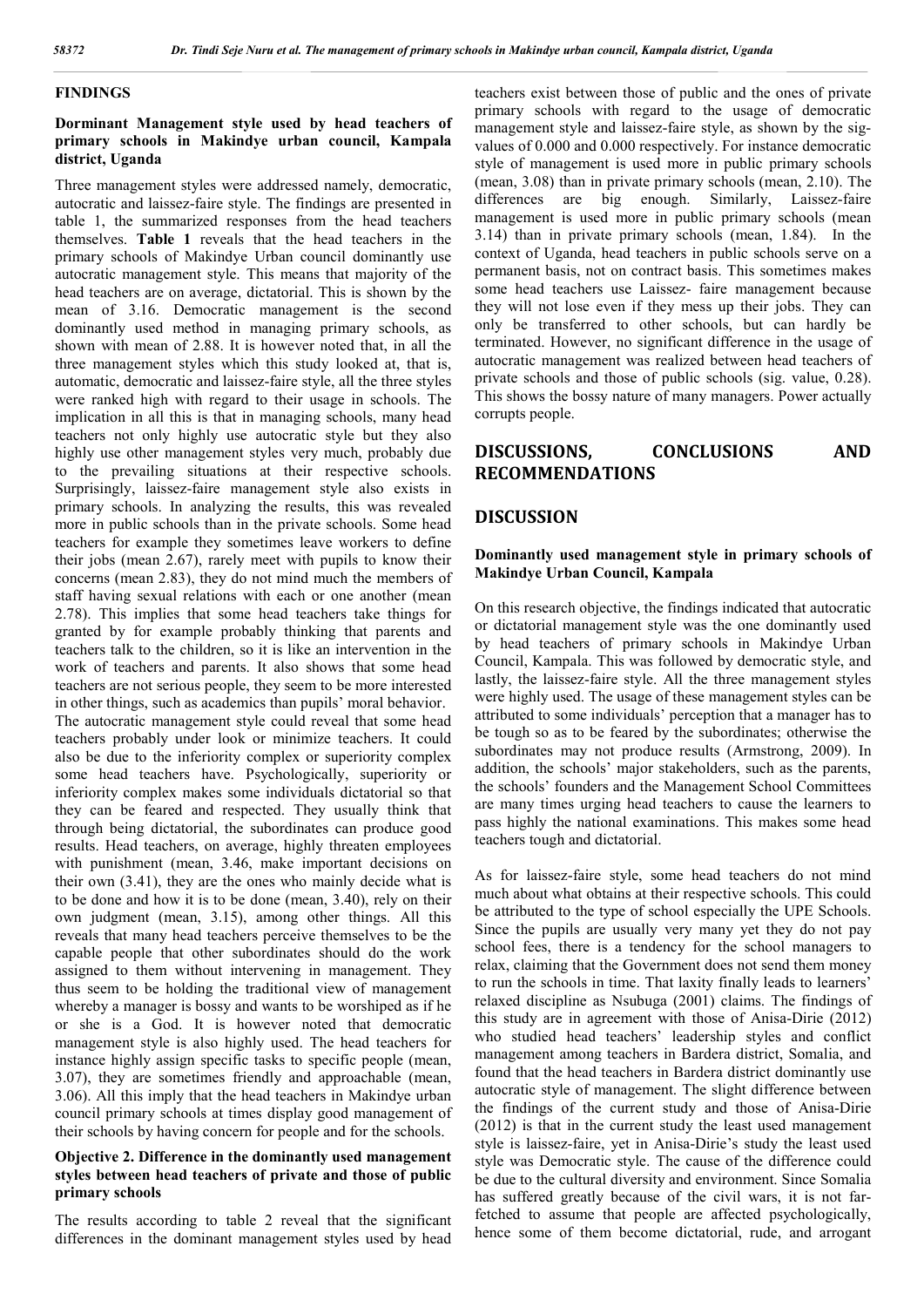## FINDINGS

### Dorminant Management style used by head teachers of primary schools in Makindye urban council, Kampala district, Uganda

Three management styles were addressed namely, democratic, autocratic and laissez-faire style. The findings are presented in table 1, the summarized responses from the head teachers themselves. **Table 1** reveals that the head teachers in the primary schools of Makindye Urban council dominantly use autocratic management style. This means that majority of the head teachers are on average, dictatorial. This is shown by the mean of 3.16. Democratic management is the second dominantly used method in managing primary schools, as shown with mean of 2.88. It is however noted that, in all the three management styles which this study looked at, that is, automatic, democratic and laissez-faire style, all the three styles were ranked high with regard to their usage in schools. The implication in all this is that in managing schools, many head teachers not only highly use autocratic style but they also highly use other management styles very much, probably due to the prevailing situations at their respective schools. Surprisingly, laissez-faire management style also exists in primary schools. In analyzing the results, this was revealed more in public schools than in the private schools. Some head teachers for example they sometimes leave workers to define their jobs (mean 2.67), rarely meet with pupils to know their concerns (mean 2.83), they do not mind much the members of staff having sexual relations with each or one another (mean 2.78). This implies that some head teachers take things for granted by for example probably thinking that parents and teachers talk to the children, so it is like an intervention in the work of teachers and parents. It also shows that some head teachers are not serious people, they seem to be more interested in other things, such as academics than pupils' moral behavior.

The autocratic management style could reveal that some head teachers probably under look or minimize teachers. It could also be due to the inferiority complex or superiority complex some head teachers have. Psychologically, superiority or inferiority complex makes some individuals dictatorial so that they can be feared and respected. They usually think that through being dictatorial, the subordinates can produce good results. Head teachers, on average, highly threaten employees with punishment (mean, 3.46, make important decisions on their own (3.41), they are the ones who mainly decide what is to be done and how it is to be done (mean, 3.40), rely on their own judgment (mean, 3.15), among other things. All this reveals that many head teachers perceive themselves to be the capable people that other subordinates should do the work assigned to them without intervening in management. They thus seem to be holding the traditional view of management whereby a manager is bossy and wants to be worshiped as if he or she is a God. It is however noted that democratic management style is also highly used. The head teachers for instance highly assign specific tasks to specific people (mean, 3.07), they are sometimes friendly and approachable (mean, 3.06). All this imply that the head teachers in Makindye urban council primary schools at times display good management of their schools by having concern for people and for the schools.

### Objective 2. Difference in the dominantly used management styles between head teachers of private and those of public primary schools

The results according to table 2 reveal that the significant differences in the dominant management styles used by head teachers exist between those of public and the ones of private primary schools with regard to the usage of democratic management style and laissez-faire style, as shown by the sig-values of 0.000 and 0.000 respectively. For instance democratic style of management is used more in public primary schools (mean, 3.08) than in private primary schools (mean, 2.10). The differences are big enough. Similarly, Laissez-faire management is used more in public primary schools (mean 3.14) than in private primary schools (mean, 1.84). In the context of Uganda, head teachers in public schools serve on a permanent basis, not on contract basis. This sometimes makes some head teachers use Laissez- faire management because they will not lose even if they mess up their jobs. They can only be transferred to other schools, but can hardly be terminated. However, no significant difference in the usage of autocratic management was realized between head teachers of private schools and those of public schools (sig. value, 0.28). This shows the bossy nature of many managers. Power actually corrupts people.

# DISCUSSIONS, CONCLUSIONS AND RECOMMENDATIONS

## DISCUSSION

### Dominantly used management style in primary schools of Makindye Urban Council, Kampala

On this research objective, the findings indicated that autocratic or dictatorial management style was the one dominantly used by head teachers of primary schools in Makindye Urban Council, Kampala. This was followed by democratic style, and lastly, the laissez-faire style. All the three management styles were highly used. The usage of these management styles can be attributed to some individuals' perception that a manager has to be tough so as to be feared by the subordinates; otherwise the subordinates may not produce results (Armstrong, 2009). In addition, the schools' major stakeholders, such as the parents, the schools' founders and the Management School Committees are many times urging head teachers to cause the learners to pass highly the national examinations. This makes some head teachers tough and dictatorial.

As for laissez-faire style, some head teachers do not mind much about what obtains at their respective schools. This could be attributed to the type of school especially the UPE Schools. Since the pupils are usually very many yet they do not pay school fees, there is a tendency for the school managers to relax, claiming that the Government does not send them money to run the schools in time. That laxity finally leads to learners' relaxed discipline as Nsubuga (2001) claims. The findings of this study are in agreement with those of Anisa-Dirie (2012) who studied head teachers' leadership styles and conflict management among teachers in Bardera district, Somalia, and found that the head teachers in Bardera district dominantly use autocratic style of management. The slight difference between the findings of the current study and those of Anisa-Dirie (2012) is that in the current study the least used management style is laissez-faire, yet in Anisa-Dirie's study the least used style was Democratic style. The cause of the difference could be due to the cultural diversity and environment. Since Somalia has suffered greatly because of the civil wars, it is not far-fetched to assume that people are affected psychologically, hence some of them become dictatorial, rude, and arrogant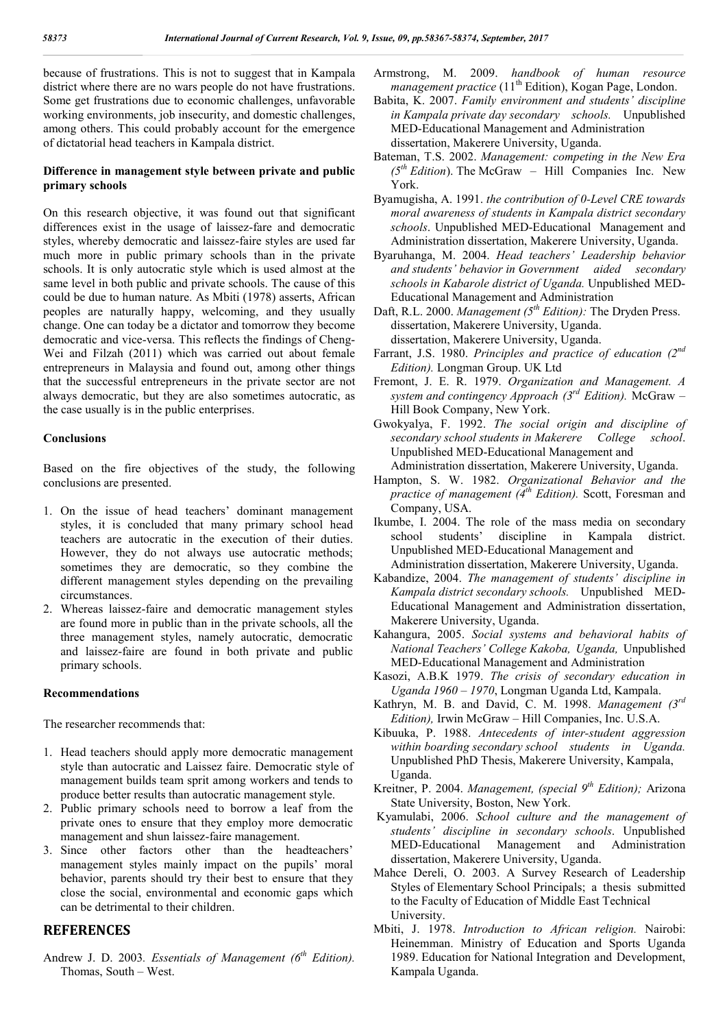because of frustrations. This is not to suggest that in Kampala district where there are no wars people do not have frustrations. Some get frustrations due to economic challenges, unfavorable working environments, job insecurity, and domestic challenges, among others. This could probably account for the emergence of dictatorial head teachers in Kampala district.

**Difference in management style between private and public primary schools**

On this research objective, it was found out that significant differences exist in the usage of laissez-fare and democratic styles, whereby democratic and laissez-faire styles are used far much more in public primary schools than in the private schools. It is only autocratic style which is used almost at the same level in both public and private schools. The cause of this could be due to human nature. As Mbiti (1978) asserts, African peoples are naturally happy, welcoming, and they usually change. One can today be a dictator and tomorrow they become democratic and vice-versa. This reflects the findings of Cheng-Wei and Filzah (2011) which was carried out about female entrepreneurs in Malaysia and found out, among other things that the successful entrepreneurs in the private sector are not always democratic, but they are also sometimes autocratic, as the case usually is in the public enterprises.

## Conclusions

Based on the fire objectives of the study, the following conclusions are presented.

1. On the issue of head teachers' dominant management styles, it is concluded that many primary school head teachers are autocratic in the execution of their duties. However, they do not always use autocratic methods; sometimes they are democratic, so they combine the different management styles depending on the prevailing circumstances.
2. Whereas laissez-faire and democratic management styles are found more in public than in the private schools, all the three management styles, namely autocratic, democratic and laissez-faire are found in both private and public primary schools.

## Recommendations

The researcher recommends that:

1. Head teachers should apply more democratic management style than autocratic and Laissez faire. Democratic style of management builds team sprit among workers and tends to produce better results than autocratic management style.
2. Public primary schools need to borrow a leaf from the private ones to ensure that they employ more democratic management and shun laissez-faire management.
3. Since other factors other than the headteachers' management styles mainly impact on the pupils' moral behavior, parents should try their best to ensure that they close the social, environmental and economic gaps which can be detrimental to their children.

## REFERENCES

Andrew J. D. 2003. *Essentials of Management (6th Edition).* Thomas, South – West.

Armstrong, M. 2009. *handbook of human resource management practice* (11th Edition), Kogan Page, London.

Babita, K. 2007. *Family environment and students' discipline in Kampala private day secondary schools.* Unpublished MED-Educational Management and Administration dissertation, Makerere University, Uganda.

Bateman, T.S. 2002. *Management: competing in the New Era (5th Edition*). The McGraw – Hill Companies Inc. New York.

Byamugisha, A. 1991. *the contribution of 0-Level CRE towards moral awareness of students in Kampala district secondary schools*. Unpublished MED-Educational Management and Administration dissertation, Makerere University, Uganda.

Byaruhanga, M. 2004. *Head teachers' Leadership behavior and students' behavior in Government aided secondary schools in Kabarole district of Uganda.* Unpublished MED-Educational Management and Administration

Daft, R.L. 2000. *Management (5th Edition):* The Dryden Press. dissertation, Makerere University, Uganda. dissertation, Makerere University, Uganda.

Farrant, J.S. 1980. *Principles and practice of education (2nd Edition).* Longman Group. UK Ltd

Fremont, J. E. R. 1979. *Organization and Management. A system and contingency Approach (3rd Edition).* McGraw – Hill Book Company, New York.

Gwokyalya, F. 1992. *The social origin and discipline of secondary school students in Makerere College school*. Unpublished MED-Educational Management and Administration dissertation, Makerere University, Uganda.

Hampton, S. W. 1982. *Organizational Behavior and the practice of management (4th Edition).* Scott, Foresman and Company, USA.

Ikumbe, I. 2004. The role of the mass media on secondary school students' discipline in Kampala district. Unpublished MED-Educational Management and Administration dissertation, Makerere University, Uganda.

Kabandize, 2004. *The management of students' discipline in Kampala district secondary schools.* Unpublished MED-Educational Management and Administration dissertation, Makerere University, Uganda.

Kahangura, 2005. *Social systems and behavioral habits of National Teachers' College Kakoba, Uganda,* Unpublished MED-Educational Management and Administration

Kasozi, A.B.K 1979. *The crisis of secondary education in Uganda 1960 – 1970*, Longman Uganda Ltd, Kampala.

Kathryn, M. B. and David, C. M. 1998. *Management (3rd Edition),* Irwin McGraw – Hill Companies, Inc. U.S.A.

Kibuuka, P. 1988. *Antecedents of inter-student aggression within boarding secondary school students in Uganda.* Unpublished PhD Thesis, Makerere University, Kampala, Uganda.

Kreitner, P. 2004. *Management, (special 9th Edition);* Arizona State University, Boston, New York.

Kyamulabi, 2006. *School culture and the management of students' discipline in secondary schools*. Unpublished MED-Educational Management and Administration dissertation, Makerere University, Uganda.

Mahce Dereli, O. 2003. A Survey Research of Leadership Styles of Elementary School Principals; a thesis submitted to the Faculty of Education of Middle East Technical University.

Mbiti, J. 1978. *Introduction to African religion.* Nairobi: Heinemman. Ministry of Education and Sports Uganda 1989. Education for National Integration and Development, Kampala Uganda.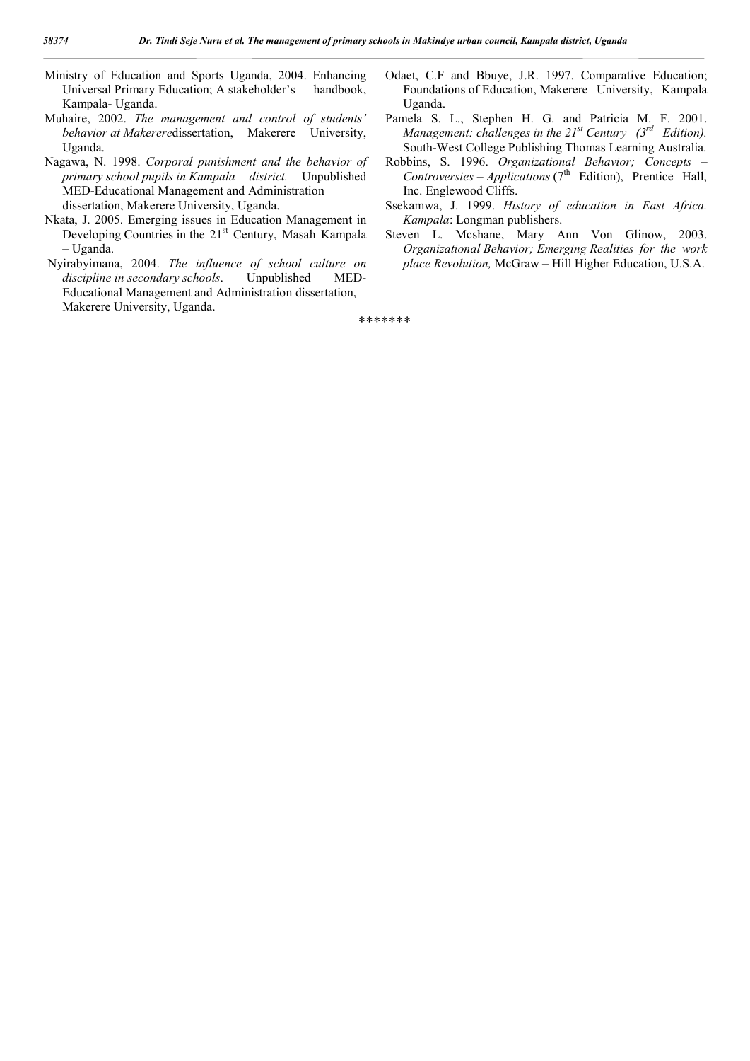Ministry of Education and Sports Uganda, 2004. Enhancing Universal Primary Education; A stakeholder's handbook, Kampala- Uganda.

Muhaire, 2002. *The management and control of students' behavior at Makerere*dissertation, Makerere University, Uganda.

Nagawa, N. 1998. *Corporal punishment and the behavior of primary school pupils in Kampala district.* Unpublished MED-Educational Management and Administration dissertation, Makerere University, Uganda.

Nkata, J. 2005. Emerging issues in Education Management in Developing Countries in the 21st Century, Masah Kampala – Uganda.

Nyirabyimana, 2004. *The influence of school culture on discipline in secondary schools*. Unpublished MED-Educational Management and Administration dissertation, Makerere University, Uganda.

Odaet, C.F and Bbuye, J.R. 1997. Comparative Education; Foundations of Education, Makerere University, Kampala Uganda.

Pamela S. L., Stephen H. G. and Patricia M. F. 2001. *Management: challenges in the 21st Century (3rd Edition).* South-West College Publishing Thomas Learning Australia.

Robbins, S. 1996. *Organizational Behavior; Concepts – Controversies – Applications* (7th Edition), Prentice Hall, Inc. Englewood Cliffs.

Ssekamwa, J. 1999. *History of education in East Africa. Kampala*: Longman publishers.

Steven L. Mcshane, Mary Ann Von Glinow, 2003. *Organizational Behavior; Emerging Realities for the work place Revolution,* McGraw – Hill Higher Education, U.S.A.

*******